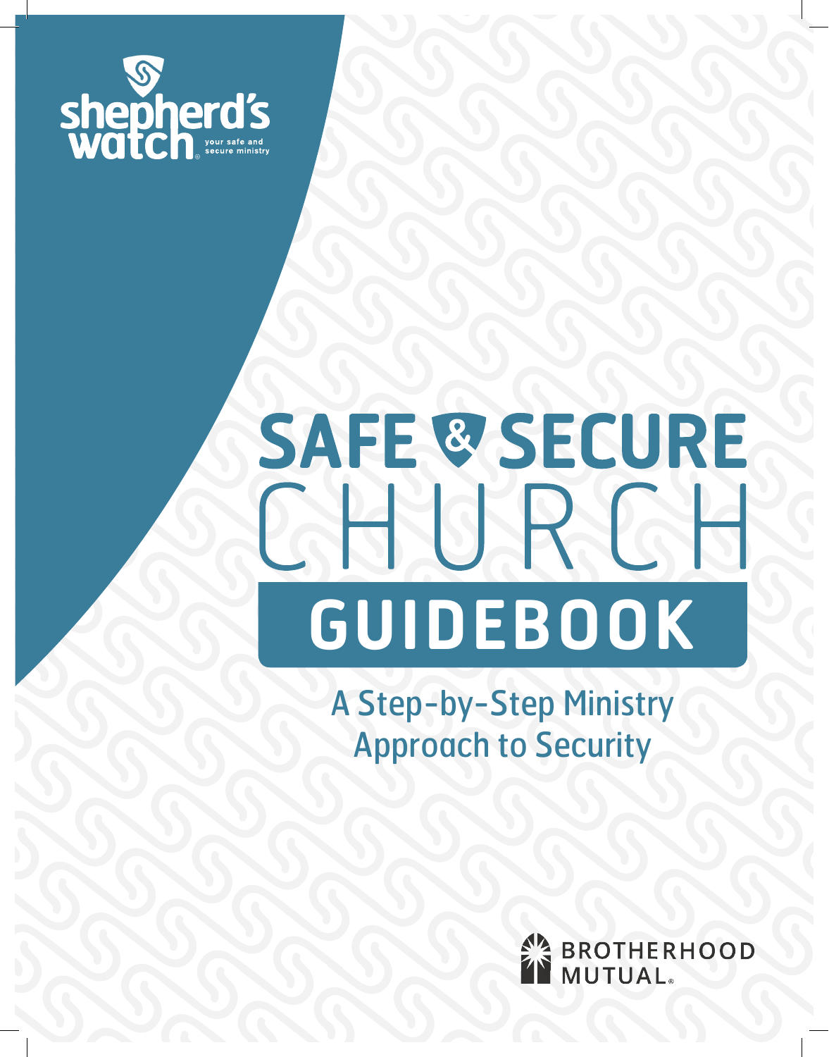shepherd's watch® your safe and secure ministry

# SAFE & SECURE CHURCH GUIDEBOOK

## A Step-by-Step Ministry Approach to Security

BROTHERHOOD MUTUAL®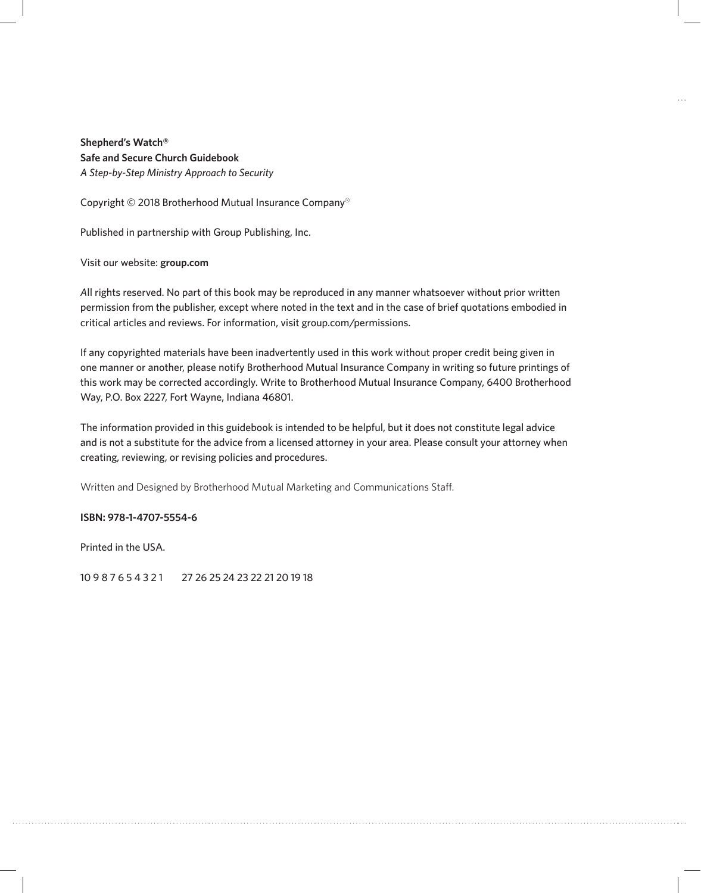**Shepherd's Watch®**
**Safe and Secure Church Guidebook**
*A Step-by-Step Ministry Approach to Security*

Copyright © 2018 Brotherhood Mutual Insurance Company®

Published in partnership with Group Publishing, Inc.

Visit our website: **group.com**

All rights reserved. No part of this book may be reproduced in any manner whatsoever without prior written permission from the publisher, except where noted in the text and in the case of brief quotations embodied in critical articles and reviews. For information, visit group.com/permissions.

If any copyrighted materials have been inadvertently used in this work without proper credit being given in one manner or another, please notify Brotherhood Mutual Insurance Company in writing so future printings of this work may be corrected accordingly. Write to Brotherhood Mutual Insurance Company, 6400 Brotherhood Way, P.O. Box 2227, Fort Wayne, Indiana 46801.

The information provided in this guidebook is intended to be helpful, but it does not constitute legal advice and is not a substitute for the advice from a licensed attorney in your area. Please consult your attorney when creating, reviewing, or revising policies and procedures.

Written and Designed by Brotherhood Mutual Marketing and Communications Staff.

**ISBN: 978-1-4707-5554-6**

Printed in the USA.

10 9 8 7 6 5 4 3 2 1 27 26 25 24 23 22 21 20 19 18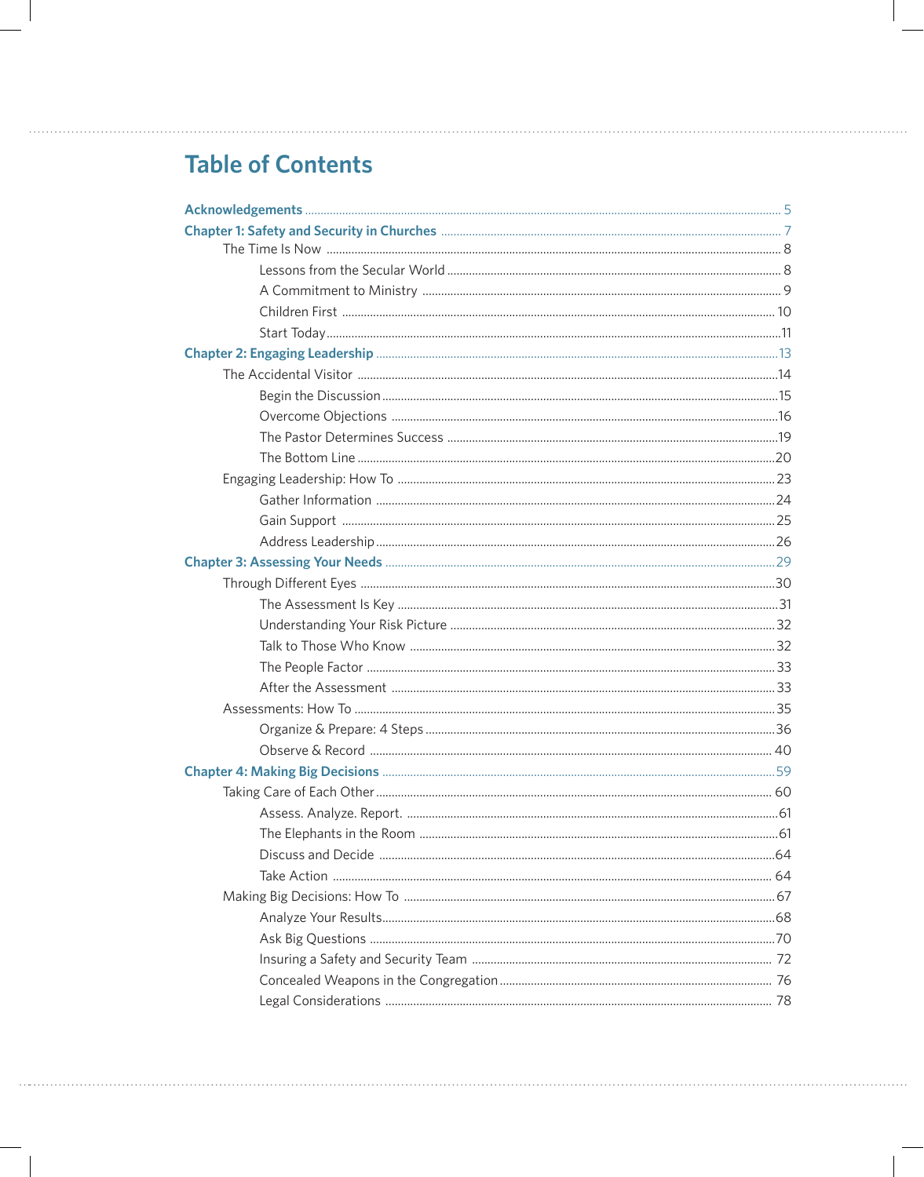# Table of Contents

- **Acknowledgements** ........ 5
- **Chapter 1: Safety and Security in Churches** ........ 7
  - The Time Is Now ........ 8
    - Lessons from the Secular World ........ 8
    - A Commitment to Ministry ........ 9
    - Children First ........ 10
    - Start Today ........ 11
- **Chapter 2: Engaging Leadership** ........ 13
  - The Accidental Visitor ........ 14
    - Begin the Discussion ........ 15
    - Overcome Objections ........ 16
    - The Pastor Determines Success ........ 19
    - The Bottom Line ........ 20
  - Engaging Leadership: How To ........ 23
    - Gather Information ........ 24
    - Gain Support ........ 25
    - Address Leadership ........ 26
- **Chapter 3: Assessing Your Needs** ........ 29
  - Through Different Eyes ........ 30
    - The Assessment Is Key ........ 31
    - Understanding Your Risk Picture ........ 32
    - Talk to Those Who Know ........ 32
    - The People Factor ........ 33
    - After the Assessment ........ 33
  - Assessments: How To ........ 35
    - Organize & Prepare: 4 Steps ........ 36
    - Observe & Record ........ 40
- **Chapter 4: Making Big Decisions** ........ 59
  - Taking Care of Each Other ........ 60
    - Assess. Analyze. Report. ........ 61
    - The Elephants in the Room ........ 61
    - Discuss and Decide ........ 64
    - Take Action ........ 64
  - Making Big Decisions: How To ........ 67
    - Analyze Your Results ........ 68
    - Ask Big Questions ........ 70
    - Insuring a Safety and Security Team ........ 72
    - Concealed Weapons in the Congregation ........ 76
    - Legal Considerations ........ 78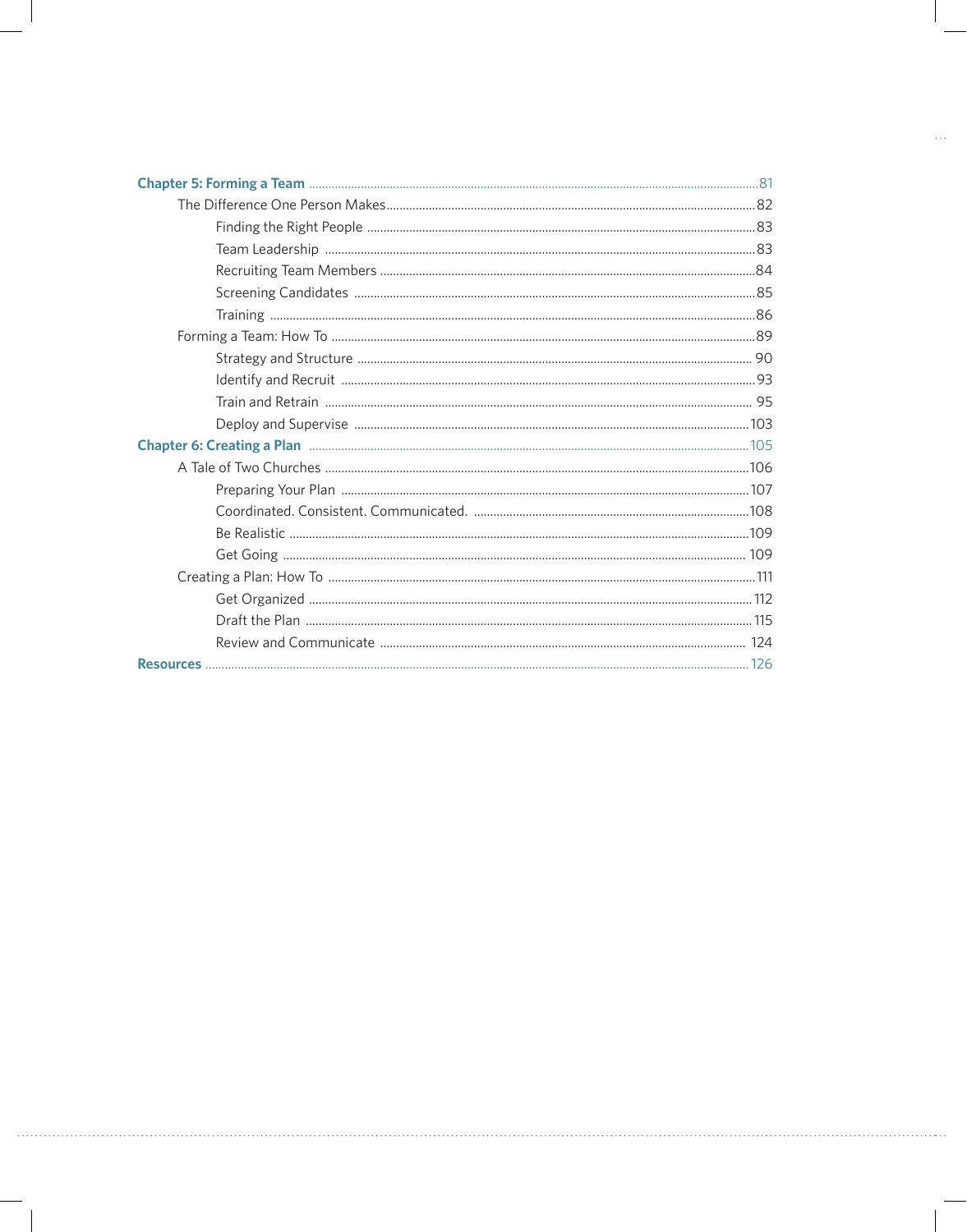**Chapter 5: Forming a Team** ........................................................................................................ 81

- The Difference One Person Makes ........................................................................................ 82
  - Finding the Right People ........................................................................................ 83
  - Team Leadership ........................................................................................ 83
  - Recruiting Team Members ........................................................................................ 84
  - Screening Candidates ........................................................................................ 85
  - Training ........................................................................................ 86
- Forming a Team: How To ........................................................................................ 89
  - Strategy and Structure ........................................................................................ 90
  - Identify and Recruit ........................................................................................ 93
  - Train and Retrain ........................................................................................ 95
  - Deploy and Supervise ........................................................................................ 103

**Chapter 6: Creating a Plan** ........................................................................................................ 105

- A Tale of Two Churches ........................................................................................ 106
  - Preparing Your Plan ........................................................................................ 107
  - Coordinated. Consistent. Communicated. ........................................................................................ 108
  - Be Realistic ........................................................................................ 109
  - Get Going ........................................................................................ 109
- Creating a Plan: How To ........................................................................................ 111
  - Get Organized ........................................................................................ 112
  - Draft the Plan ........................................................................................ 115
  - Review and Communicate ........................................................................................ 124

**Resources** ........................................................................................................ 126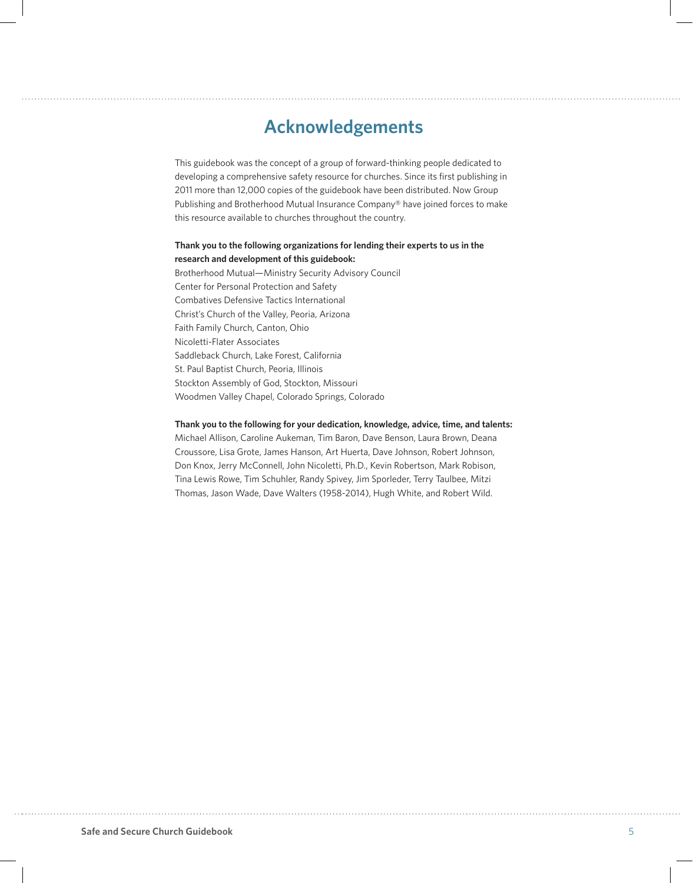# Acknowledgements

This guidebook was the concept of a group of forward-thinking people dedicated to developing a comprehensive safety resource for churches. Since its first publishing in 2011 more than 12,000 copies of the guidebook have been distributed. Now Group Publishing and Brotherhood Mutual Insurance Company® have joined forces to make this resource available to churches throughout the country.

**Thank you to the following organizations for lending their experts to us in the research and development of this guidebook:**

Brotherhood Mutual—Ministry Security Advisory Council
Center for Personal Protection and Safety
Combatives Defensive Tactics International
Christ's Church of the Valley, Peoria, Arizona
Faith Family Church, Canton, Ohio
Nicoletti-Flater Associates
Saddleback Church, Lake Forest, California
St. Paul Baptist Church, Peoria, Illinois
Stockton Assembly of God, Stockton, Missouri
Woodmen Valley Chapel, Colorado Springs, Colorado

**Thank you to the following for your dedication, knowledge, advice, time, and talents:**

Michael Allison, Caroline Aukeman, Tim Baron, Dave Benson, Laura Brown, Deana Croussore, Lisa Grote, James Hanson, Art Huerta, Dave Johnson, Robert Johnson, Don Knox, Jerry McConnell, John Nicoletti, Ph.D., Kevin Robertson, Mark Robison, Tina Lewis Rowe, Tim Schuhler, Randy Spivey, Jim Sporleder, Terry Taulbee, Mitzi Thomas, Jason Wade, Dave Walters (1958-2014), Hugh White, and Robert Wild.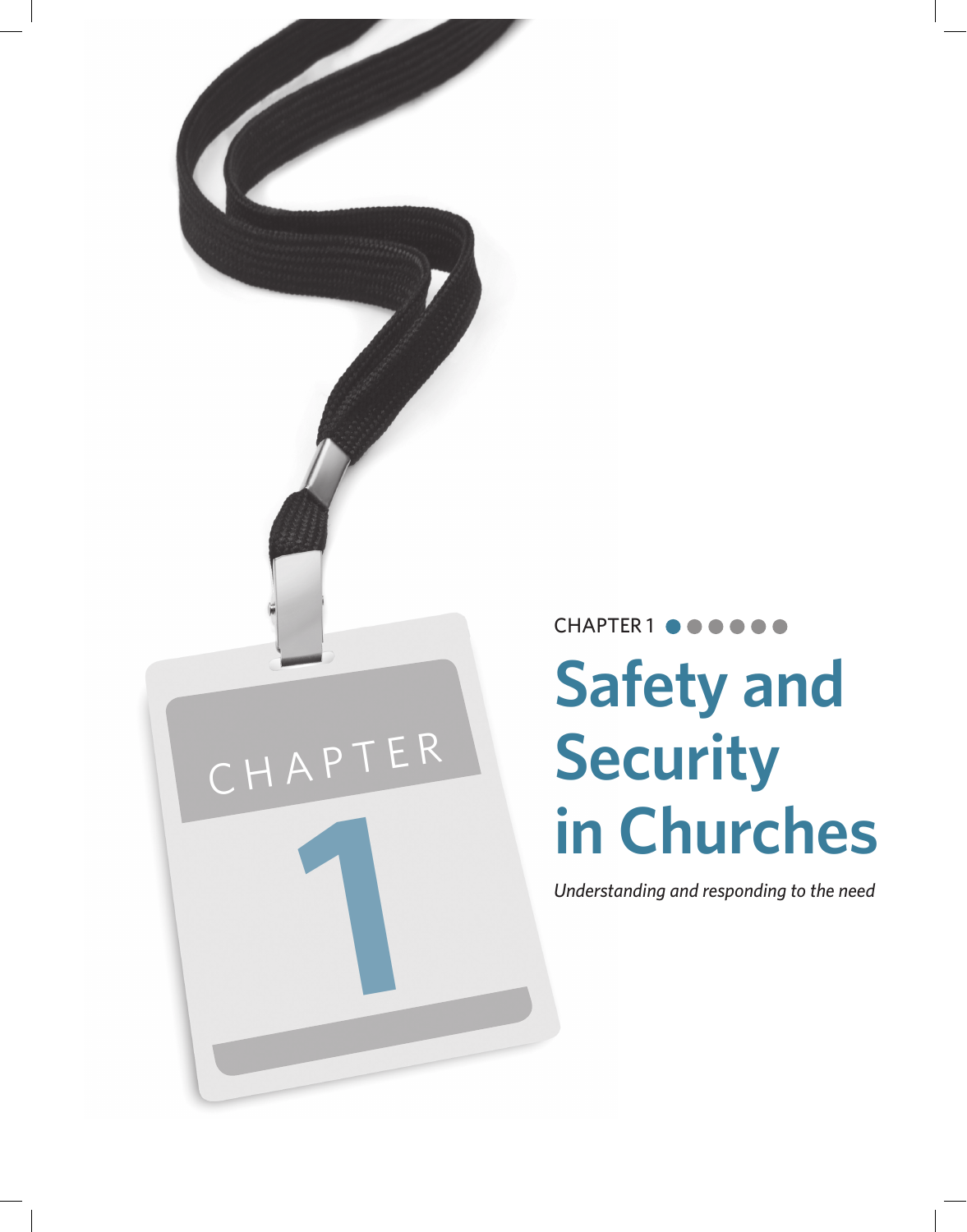CHAPTER 1

# Safety and Security in Churches

*Understanding and responding to the need*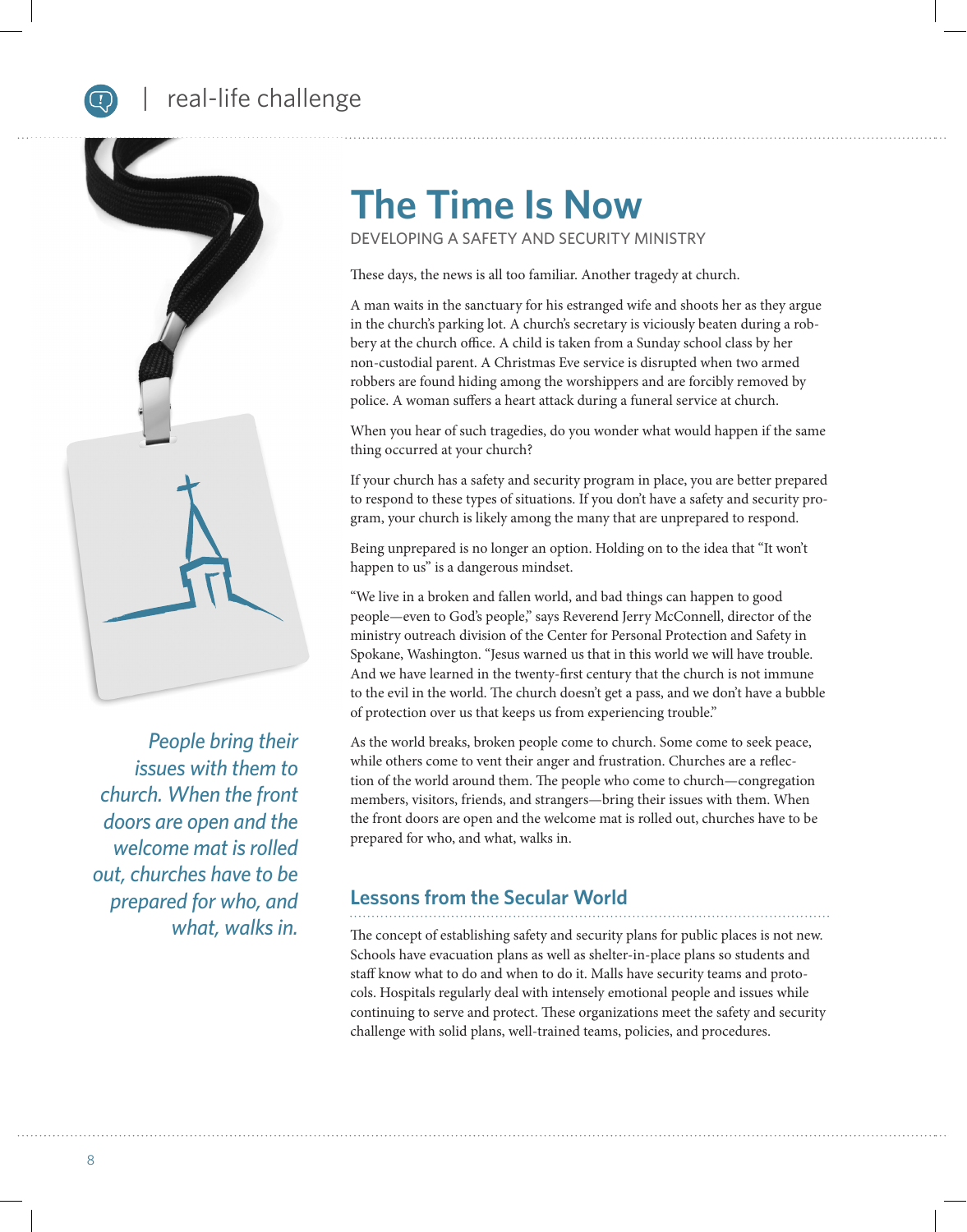real-life challenge

# The Time Is Now

DEVELOPING A SAFETY AND SECURITY MINISTRY

These days, the news is all too familiar. Another tragedy at church.

A man waits in the sanctuary for his estranged wife and shoots her as they argue in the church's parking lot. A church's secretary is viciously beaten during a robbery at the church office. A child is taken from a Sunday school class by her non-custodial parent. A Christmas Eve service is disrupted when two armed robbers are found hiding among the worshippers and are forcibly removed by police. A woman suffers a heart attack during a funeral service at church.

When you hear of such tragedies, do you wonder what would happen if the same thing occurred at your church?

If your church has a safety and security program in place, you are better prepared to respond to these types of situations. If you don't have a safety and security program, your church is likely among the many that are unprepared to respond.

Being unprepared is no longer an option. Holding on to the idea that "It won't happen to us" is a dangerous mindset.

"We live in a broken and fallen world, and bad things can happen to good people—even to God's people," says Reverend Jerry McConnell, director of the ministry outreach division of the Center for Personal Protection and Safety in Spokane, Washington. "Jesus warned us that in this world we will have trouble. And we have learned in the twenty-first century that the church is not immune to the evil in the world. The church doesn't get a pass, and we don't have a bubble of protection over us that keeps us from experiencing trouble."

As the world breaks, broken people come to church. Some come to seek peace, while others come to vent their anger and frustration. Churches are a reflection of the world around them. The people who come to church—congregation members, visitors, friends, and strangers—bring their issues with them. When the front doors are open and the welcome mat is rolled out, churches have to be prepared for who, and what, walks in.

*People bring their issues with them to church. When the front doors are open and the welcome mat is rolled out, churches have to be prepared for who, and what, walks in.*

## Lessons from the Secular World

The concept of establishing safety and security plans for public places is not new. Schools have evacuation plans as well as shelter-in-place plans so students and staff know what to do and when to do it. Malls have security teams and protocols. Hospitals regularly deal with intensely emotional people and issues while continuing to serve and protect. These organizations meet the safety and security challenge with solid plans, well-trained teams, policies, and procedures.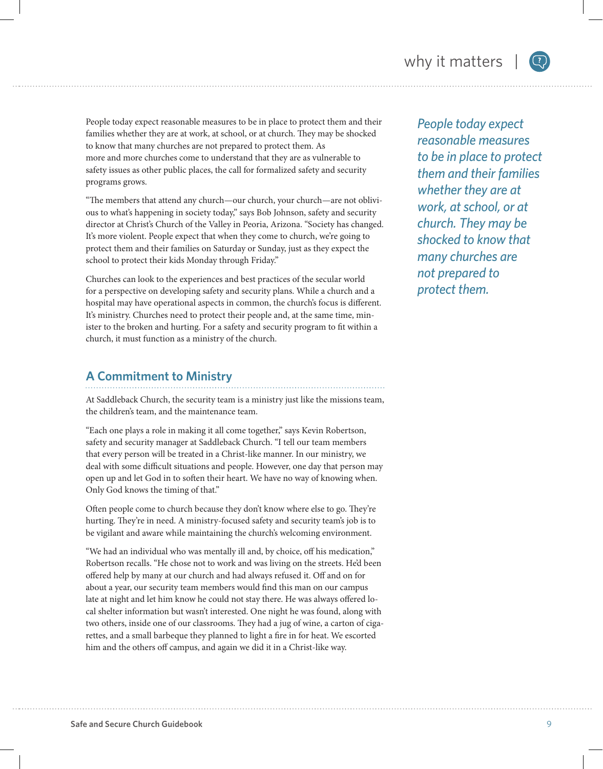People today expect reasonable measures to be in place to protect them and their families whether they are at work, at school, or at church. They may be shocked to know that many churches are not prepared to protect them. As more and more churches come to understand that they are as vulnerable to safety issues as other public places, the call for formalized safety and security programs grows.

"The members that attend any church—our church, your church—are not oblivious to what's happening in society today," says Bob Johnson, safety and security director at Christ's Church of the Valley in Peoria, Arizona. "Society has changed. It's more violent. People expect that when they come to church, we're going to protect them and their families on Saturday or Sunday, just as they expect the school to protect their kids Monday through Friday."

Churches can look to the experiences and best practices of the secular world for a perspective on developing safety and security plans. While a church and a hospital may have operational aspects in common, the church's focus is different. It's ministry. Churches need to protect their people and, at the same time, minister to the broken and hurting. For a safety and security program to fit within a church, it must function as a ministry of the church.

*People today expect reasonable measures to be in place to protect them and their families whether they are at work, at school, or at church. They may be shocked to know that many churches are not prepared to protect them.*

## A Commitment to Ministry

At Saddleback Church, the security team is a ministry just like the missions team, the children's team, and the maintenance team.

"Each one plays a role in making it all come together," says Kevin Robertson, safety and security manager at Saddleback Church. "I tell our team members that every person will be treated in a Christ-like manner. In our ministry, we deal with some difficult situations and people. However, one day that person may open up and let God in to soften their heart. We have no way of knowing when. Only God knows the timing of that."

Often people come to church because they don't know where else to go. They're hurting. They're in need. A ministry-focused safety and security team's job is to be vigilant and aware while maintaining the church's welcoming environment.

"We had an individual who was mentally ill and, by choice, off his medication," Robertson recalls. "He chose not to work and was living on the streets. He'd been offered help by many at our church and had always refused it. Off and on for about a year, our security team members would find this man on our campus late at night and let him know he could not stay there. He was always offered local shelter information but wasn't interested. One night he was found, along with two others, inside one of our classrooms. They had a jug of wine, a carton of cigarettes, and a small barbeque they planned to light a fire in for heat. We escorted him and the others off campus, and again we did it in a Christ-like way.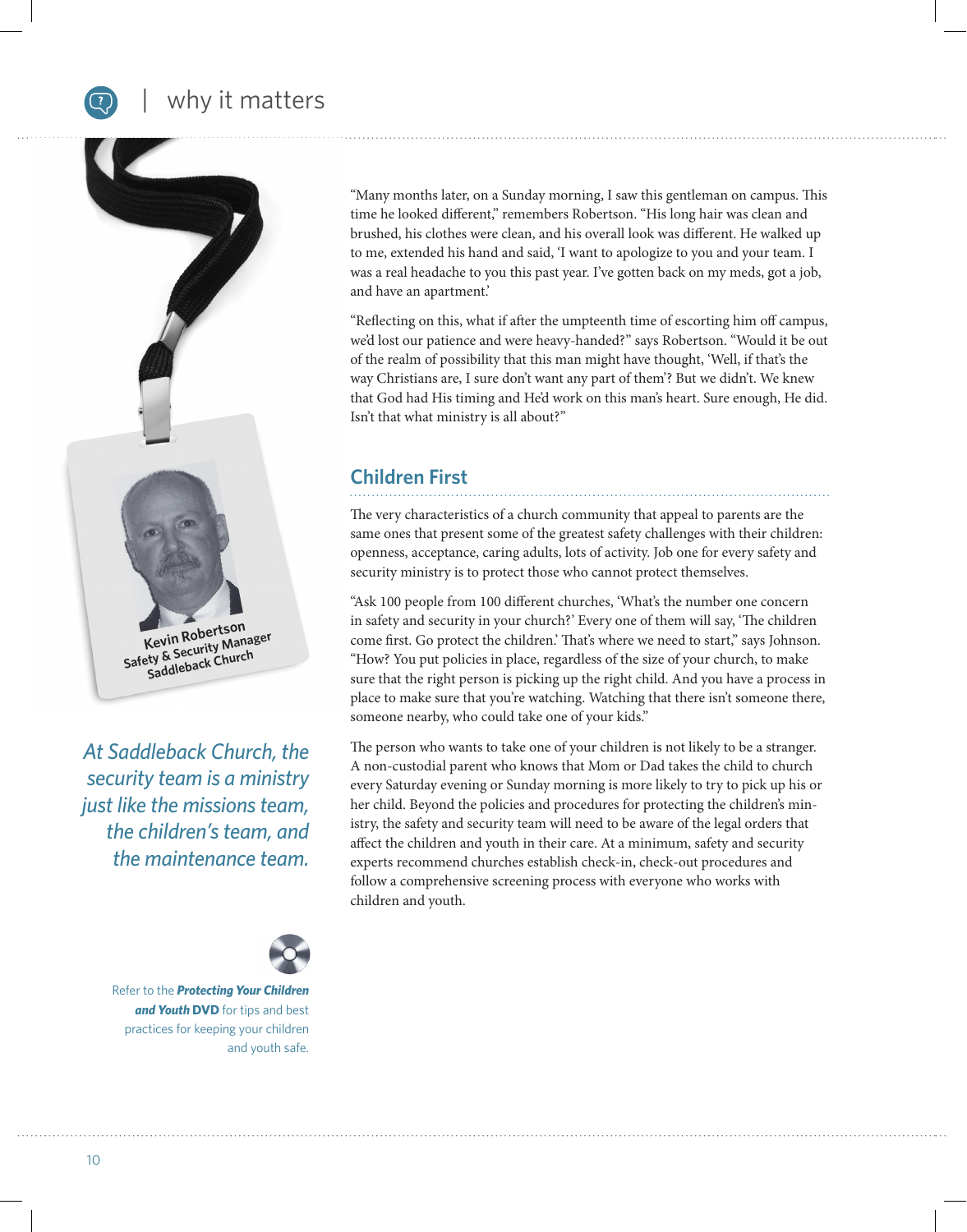## why it matters

Kevin Robertson
Safety & Security Manager
Saddleback Church

*At Saddleback Church, the security team is a ministry just like the missions team, the children's team, and the maintenance team.*

Refer to the ***Protecting Your Children and Youth* DVD** for tips and best practices for keeping your children and youth safe.

"Many months later, on a Sunday morning, I saw this gentleman on campus. This time he looked different," remembers Robertson. "His long hair was clean and brushed, his clothes were clean, and his overall look was different. He walked up to me, extended his hand and said, 'I want to apologize to you and your team. I was a real headache to you this past year. I've gotten back on my meds, got a job, and have an apartment.'

"Reflecting on this, what if after the umpteenth time of escorting him off campus, we'd lost our patience and were heavy-handed?" says Robertson. "Would it be out of the realm of possibility that this man might have thought, 'Well, if that's the way Christians are, I sure don't want any part of them'? But we didn't. We knew that God had His timing and He'd work on this man's heart. Sure enough, He did. Isn't that what ministry is all about?"

### Children First

The very characteristics of a church community that appeal to parents are the same ones that present some of the greatest safety challenges with their children: openness, acceptance, caring adults, lots of activity. Job one for every safety and security ministry is to protect those who cannot protect themselves.

"Ask 100 people from 100 different churches, 'What's the number one concern in safety and security in your church?' Every one of them will say, 'The children come first. Go protect the children.' That's where we need to start," says Johnson. "How? You put policies in place, regardless of the size of your church, to make sure that the right person is picking up the right child. And you have a process in place to make sure that you're watching. Watching that there isn't someone there, someone nearby, who could take one of your kids."

The person who wants to take one of your children is not likely to be a stranger. A non-custodial parent who knows that Mom or Dad takes the child to church every Saturday evening or Sunday morning is more likely to try to pick up his or her child. Beyond the policies and procedures for protecting the children's ministry, the safety and security team will need to be aware of the legal orders that affect the children and youth in their care. At a minimum, safety and security experts recommend churches establish check-in, check-out procedures and follow a comprehensive screening process with everyone who works with children and youth.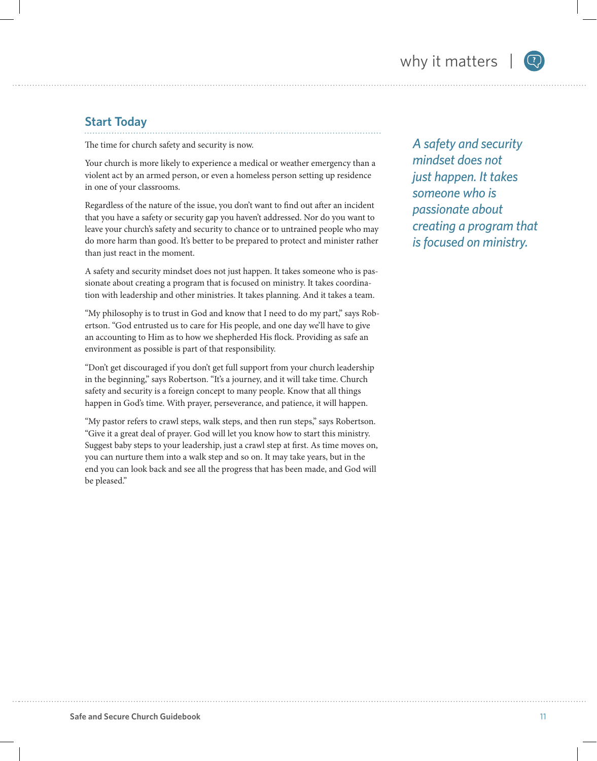## Start Today

The time for church safety and security is now.

Your church is more likely to experience a medical or weather emergency than a violent act by an armed person, or even a homeless person setting up residence in one of your classrooms.

Regardless of the nature of the issue, you don't want to find out after an incident that you have a safety or security gap you haven't addressed. Nor do you want to leave your church's safety and security to chance or to untrained people who may do more harm than good. It's better to be prepared to protect and minister rather than just react in the moment.

A safety and security mindset does not just happen. It takes someone who is passionate about creating a program that is focused on ministry. It takes coordination with leadership and other ministries. It takes planning. And it takes a team.

"My philosophy is to trust in God and know that I need to do my part," says Robertson. "God entrusted us to care for His people, and one day we'll have to give an accounting to Him as to how we shepherded His flock. Providing as safe an environment as possible is part of that responsibility.

"Don't get discouraged if you don't get full support from your church leadership in the beginning," says Robertson. "It's a journey, and it will take time. Church safety and security is a foreign concept to many people. Know that all things happen in God's time. With prayer, perseverance, and patience, it will happen.

"My pastor refers to crawl steps, walk steps, and then run steps," says Robertson. "Give it a great deal of prayer. God will let you know how to start this ministry. Suggest baby steps to your leadership, just a crawl step at first. As time moves on, you can nurture them into a walk step and so on. It may take years, but in the end you can look back and see all the progress that has been made, and God will be pleased."

*A safety and security mindset does not just happen. It takes someone who is passionate about creating a program that is focused on ministry.*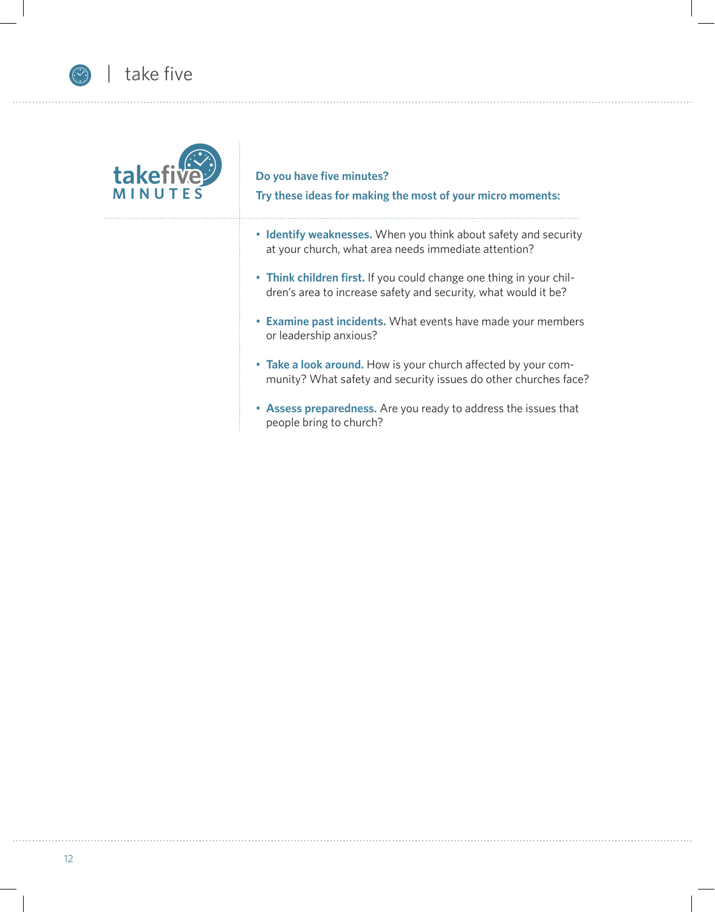# take five MINUTES

**Do you have five minutes?**

**Try these ideas for making the most of your micro moments:**

- **Identify weaknesses.** When you think about safety and security at your church, what area needs immediate attention?
- **Think children first.** If you could change one thing in your children's area to increase safety and security, what would it be?
- **Examine past incidents.** What events have made your members or leadership anxious?
- **Take a look around.** How is your church affected by your community? What safety and security issues do other churches face?
- **Assess preparedness.** Are you ready to address the issues that people bring to church?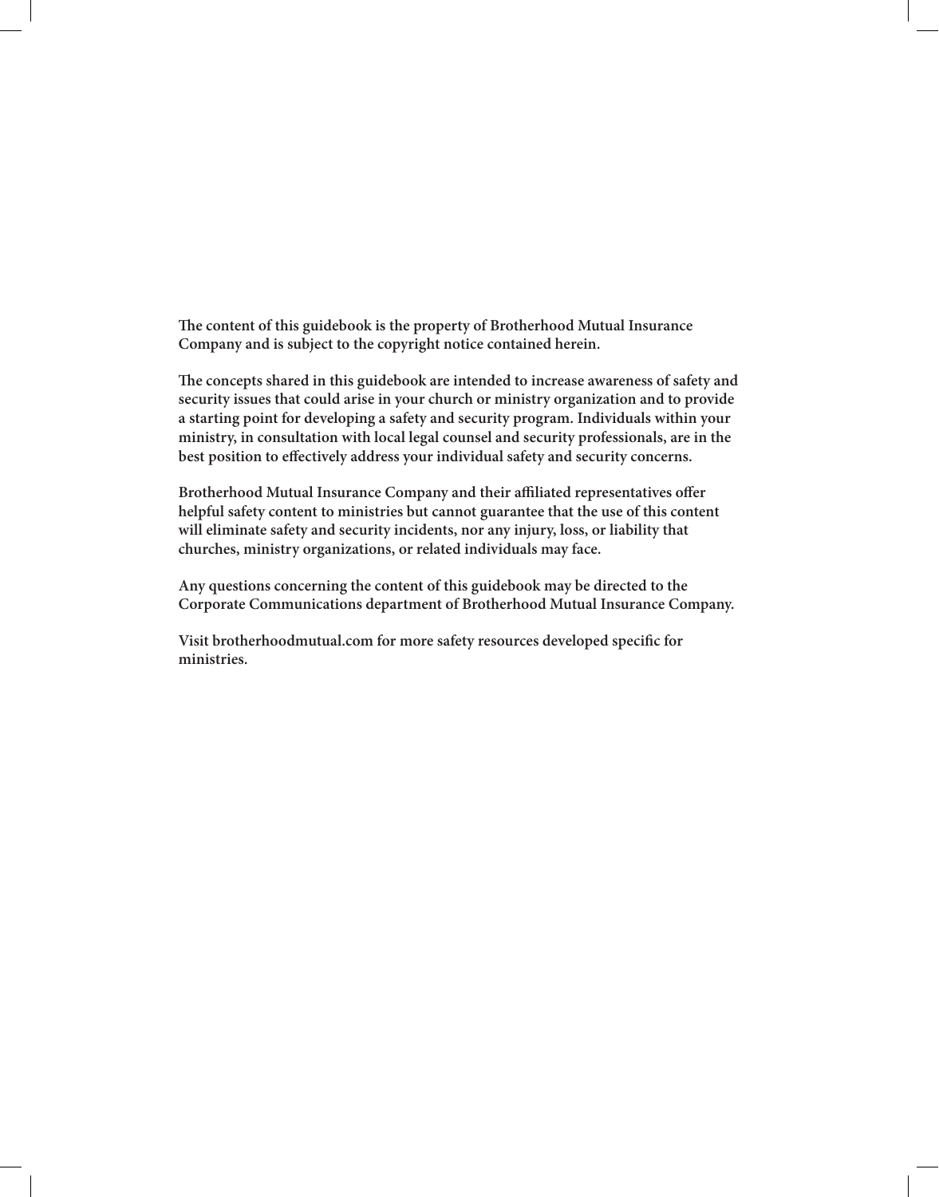**The content of this guidebook is the property of Brotherhood Mutual Insurance Company and is subject to the copyright notice contained herein.**

**The concepts shared in this guidebook are intended to increase awareness of safety and security issues that could arise in your church or ministry organization and to provide a starting point for developing a safety and security program. Individuals within your ministry, in consultation with local legal counsel and security professionals, are in the best position to effectively address your individual safety and security concerns.**

**Brotherhood Mutual Insurance Company and their affiliated representatives offer helpful safety content to ministries but cannot guarantee that the use of this content will eliminate safety and security incidents, nor any injury, loss, or liability that churches, ministry organizations, or related individuals may face.**

**Any questions concerning the content of this guidebook may be directed to the Corporate Communications department of Brotherhood Mutual Insurance Company.**

**Visit brotherhoodmutual.com for more safety resources developed specific for ministries.**